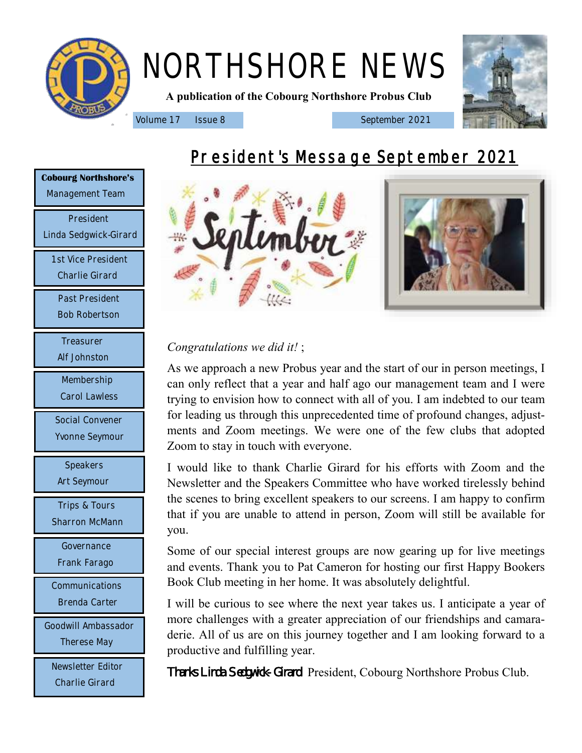# NORTHSHORE NEWS

**A publication of the Cobourg Northshore Probus Club**

Volume 17 Issue 8 September 2021

**Cobourg Northshore's** Management Team

President
Linda Sedgwick-Girard

1st Vice President
Charlie Girard

Past President
Bob Robertson

Treasurer
Alf Johnston

Membership
Carol Lawless

Social Convener
Yvonne Seymour

Speakers
Art Seymour

Trips & Tours
Sharron McMann

Governance
Frank Farago

Communications
Brenda Carter

Goodwill Ambassador
Therese May

Newsletter Editor
Charlie Girard

## President's Message September 2021

*Congratulations we did it!* ;

As we approach a new Probus year and the start of our in person meetings, I can only reflect that a year and half ago our management team and I were trying to envision how to connect with all of you. I am indebted to our team for leading us through this unprecedented time of profound changes, adjustments and Zoom meetings. We were one of the few clubs that adopted Zoom to stay in touch with everyone.

I would like to thank Charlie Girard for his efforts with Zoom and the Newsletter and the Speakers Committee who have worked tirelessly behind the scenes to bring excellent speakers to our screens. I am happy to confirm that if you are unable to attend in person, Zoom will still be available for you.

Some of our special interest groups are now gearing up for live meetings and events. Thank you to Pat Cameron for hosting our first Happy Bookers Book Club meeting in her home. It was absolutely delightful.

I will be curious to see where the next year takes us. I anticipate a year of more challenges with a greater appreciation of our friendships and camaraderie. All of us are on this journey together and I am looking forward to a productive and fulfilling year.

Thanks Linda Sedgwick-Girard President, Cobourg Northshore Probus Club.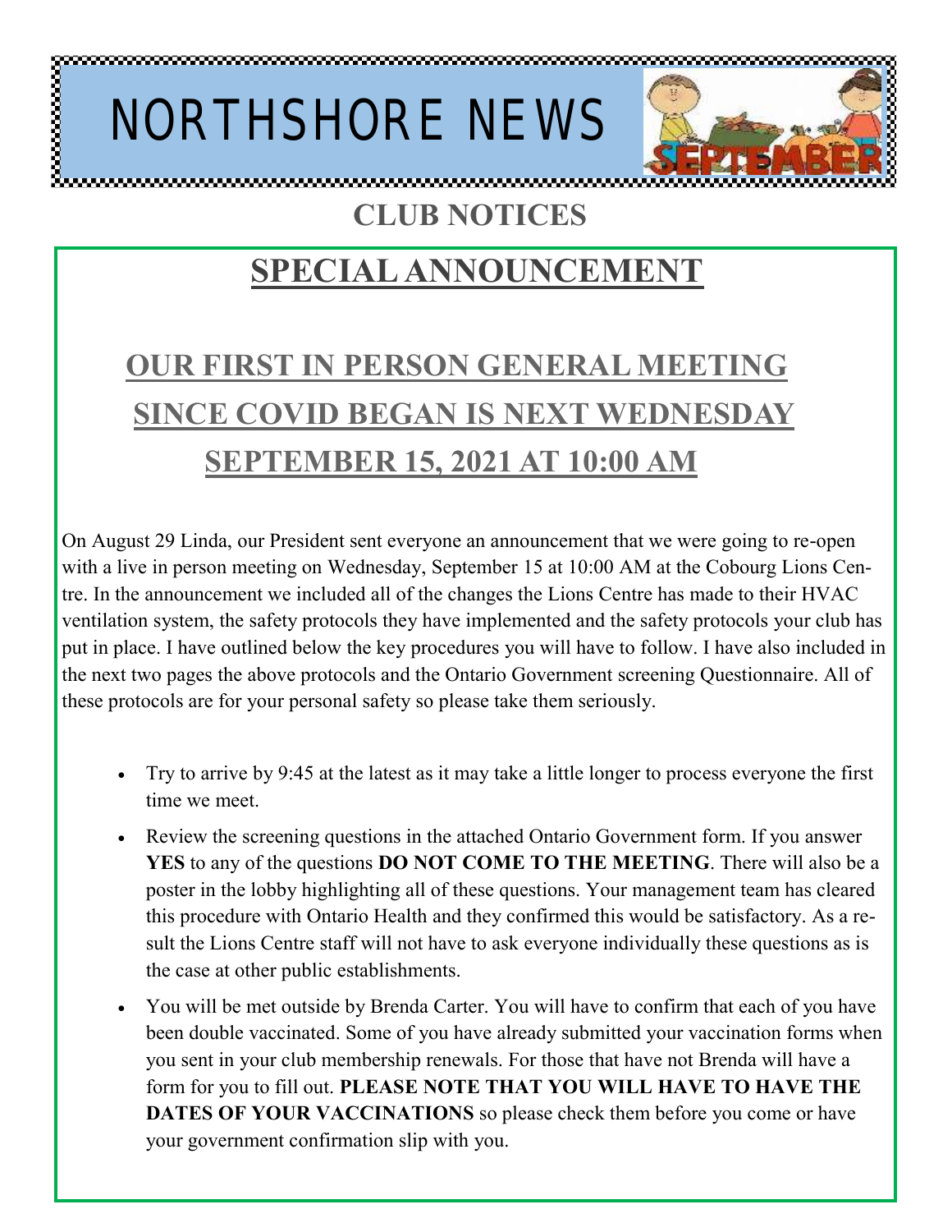# NORTHSHORE NEWS

## CLUB NOTICES

## SPECIAL ANNOUNCEMENT

### OUR FIRST IN PERSON GENERAL MEETING SINCE COVID BEGAN IS NEXT WEDNESDAY SEPTEMBER 15, 2021 AT 10:00 AM

On August 29 Linda, our President sent everyone an announcement that we were going to re-open with a live in person meeting on Wednesday, September 15 at 10:00 AM at the Cobourg Lions Centre. In the announcement we included all of the changes the Lions Centre has made to their HVAC ventilation system, the safety protocols they have implemented and the safety protocols your club has put in place. I have outlined below the key procedures you will have to follow. I have also included in the next two pages the above protocols and the Ontario Government screening Questionnaire. All of these protocols are for your personal safety so please take them seriously.

- Try to arrive by 9:45 at the latest as it may take a little longer to process everyone the first time we meet.
- Review the screening questions in the attached Ontario Government form. If you answer **YES** to any of the questions **DO NOT COME TO THE MEETING**. There will also be a poster in the lobby highlighting all of these questions. Your management team has cleared this procedure with Ontario Health and they confirmed this would be satisfactory. As a result the Lions Centre staff will not have to ask everyone individually these questions as is the case at other public establishments.
- You will be met outside by Brenda Carter. You will have to confirm that each of you have been double vaccinated. Some of you have already submitted your vaccination forms when you sent in your club membership renewals. For those that have not Brenda will have a form for you to fill out. **PLEASE NOTE THAT YOU WILL HAVE TO HAVE THE DATES OF YOUR VACCINATIONS** so please check them before you come or have your government confirmation slip with you.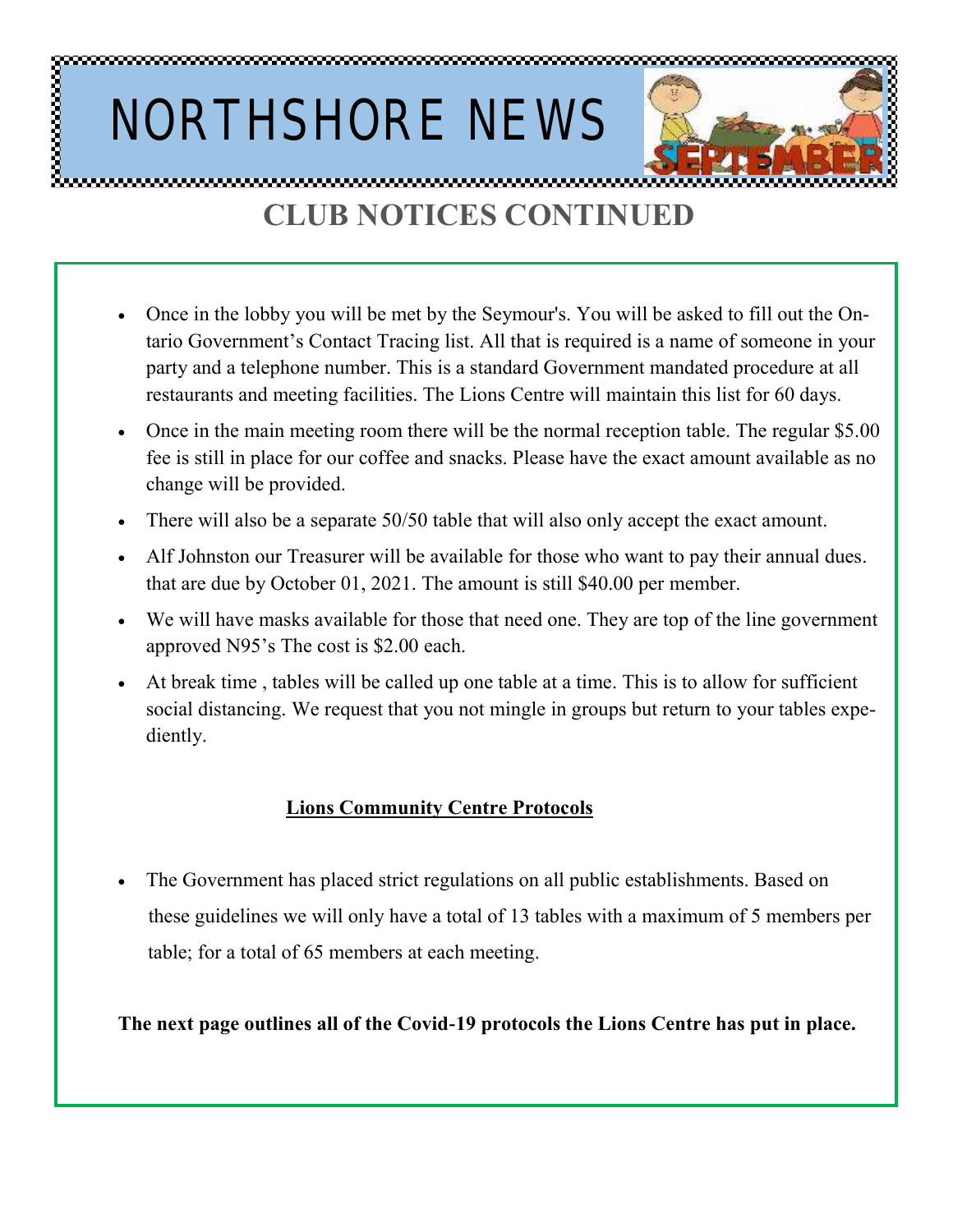# NORTHSHORE NEWS

## CLUB NOTICES CONTINUED

- Once in the lobby you will be met by the Seymour's. You will be asked to fill out the Ontario Government's Contact Tracing list. All that is required is a name of someone in your party and a telephone number. This is a standard Government mandated procedure at all restaurants and meeting facilities. The Lions Centre will maintain this list for 60 days.
- Once in the main meeting room there will be the normal reception table. The regular $5.00 fee is still in place for our coffee and snacks. Please have the exact amount available as no change will be provided.
- There will also be a separate 50/50 table that will also only accept the exact amount.
- Alf Johnston our Treasurer will be available for those who want to pay their annual dues. that are due by October 01, 2021. The amount is still $40.00 per member.
- We will have masks available for those that need one. They are top of the line government approved N95's The cost is $2.00 each.
- At break time , tables will be called up one table at a time. This is to allow for sufficient social distancing. We request that you not mingle in groups but return to your tables expediently.

**Lions Community Centre Protocols**

- The Government has placed strict regulations on all public establishments. Based on these guidelines we will only have a total of 13 tables with a maximum of 5 members per table; for a total of 65 members at each meeting.

**The next page outlines all of the Covid-19 protocols the Lions Centre has put in place.**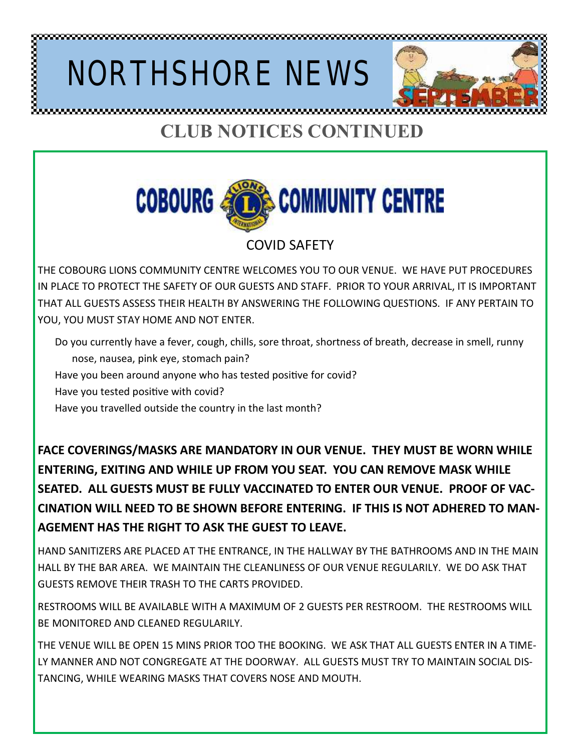# NORTHSHORE NEWS

## CLUB NOTICES CONTINUED

**COBOURG COMMUNITY CENTRE**

### COVID SAFETY

THE COBOURG LIONS COMMUNITY CENTRE WELCOMES YOU TO OUR VENUE. WE HAVE PUT PROCEDURES IN PLACE TO PROTECT THE SAFETY OF OUR GUESTS AND STAFF. PRIOR TO YOUR ARRIVAL, IT IS IMPORTANT THAT ALL GUESTS ASSESS THEIR HEALTH BY ANSWERING THE FOLLOWING QUESTIONS. IF ANY PERTAIN TO YOU, YOU MUST STAY HOME AND NOT ENTER.

- Do you currently have a fever, cough, chills, sore throat, shortness of breath, decrease in smell, runny nose, nausea, pink eye, stomach pain?
- Have you been around anyone who has tested positive for covid?
- Have you tested positive with covid?
- Have you travelled outside the country in the last month?

**FACE COVERINGS/MASKS ARE MANDATORY IN OUR VENUE. THEY MUST BE WORN WHILE ENTERING, EXITING AND WHILE UP FROM YOU SEAT. YOU CAN REMOVE MASK WHILE SEATED. ALL GUESTS MUST BE FULLY VACCINATED TO ENTER OUR VENUE. PROOF OF VACCINATION WILL NEED TO BE SHOWN BEFORE ENTERING. IF THIS IS NOT ADHERED TO MANAGEMENT HAS THE RIGHT TO ASK THE GUEST TO LEAVE.**

HAND SANITIZERS ARE PLACED AT THE ENTRANCE, IN THE HALLWAY BY THE BATHROOMS AND IN THE MAIN HALL BY THE BAR AREA. WE MAINTAIN THE CLEANLINESS OF OUR VENUE REGULARILY. WE DO ASK THAT GUESTS REMOVE THEIR TRASH TO THE CARTS PROVIDED.

RESTROOMS WILL BE AVAILABLE WITH A MAXIMUM OF 2 GUESTS PER RESTROOM. THE RESTROOMS WILL BE MONITORED AND CLEANED REGULARILY.

THE VENUE WILL BE OPEN 15 MINS PRIOR TOO THE BOOKING. WE ASK THAT ALL GUESTS ENTER IN A TIMELY MANNER AND NOT CONGREGATE AT THE DOORWAY. ALL GUESTS MUST TRY TO MAINTAIN SOCIAL DISTANCING, WHILE WEARING MASKS THAT COVERS NOSE AND MOUTH.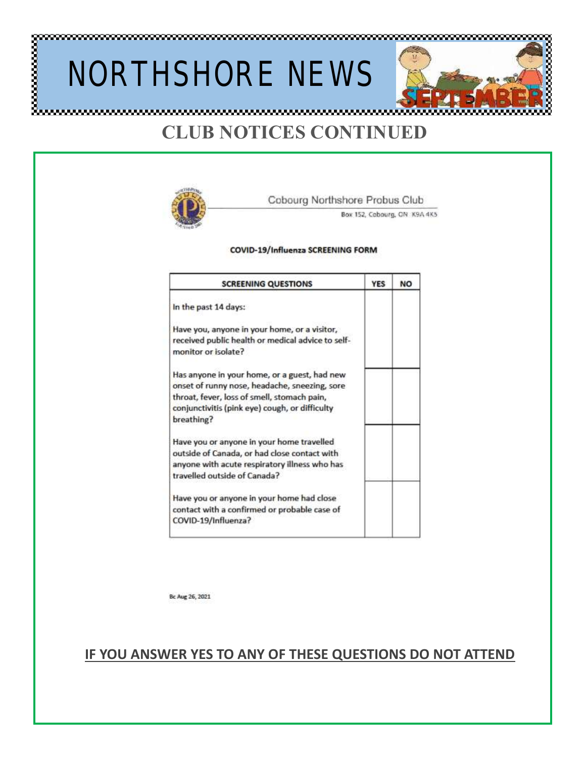# NORTHSHORE NEWS

SEPTEMBER

## CLUB NOTICES CONTINUED

Cobourg Northshore Probus Club

Box 152, Cobourg, ON K9A 4K5

**COVID-19/Influenza SCREENING FORM**

| SCREENING QUESTIONS | YES | NO |
|---|---|---|
| In the past 14 days:<br><br>Have you, anyone in your home, or a visitor, received public health or medical advice to self-monitor or isolate? | | |
| Has anyone in your home, or a guest, had new onset of runny nose, headache, sneezing, sore throat, fever, loss of smell, stomach pain, conjunctivitis (pink eye) cough, or difficulty breathing? | | |
| Have you or anyone in your home travelled outside of Canada, or had close contact with anyone with acute respiratory illness who has travelled outside of Canada? | | |
| Have you or anyone in your home had close contact with a confirmed or probable case of COVID-19/Influenza? | | |

Bc Aug 26, 2021

**IF YOU ANSWER YES TO ANY OF THESE QUESTIONS DO NOT ATTEND**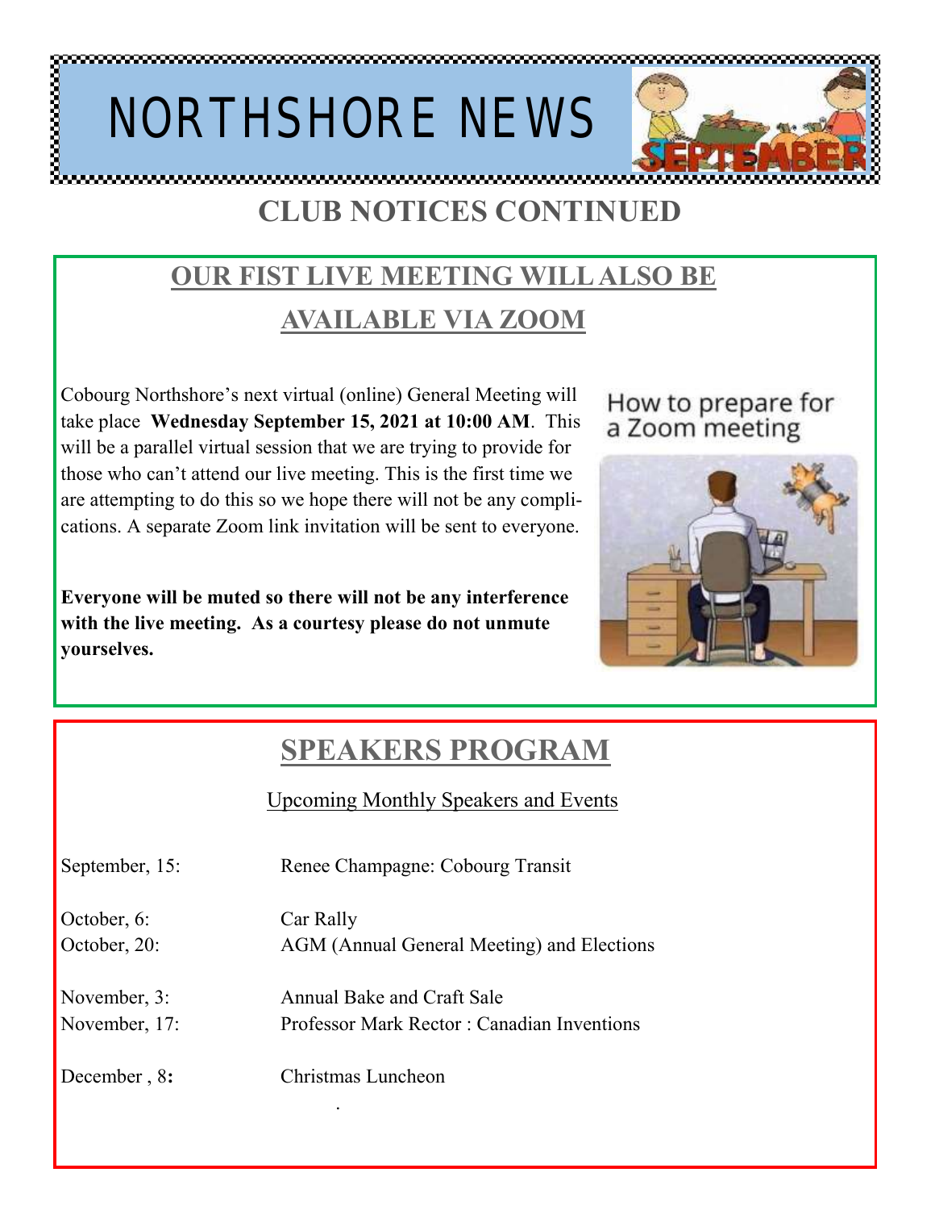# NORTHSHORE NEWS

## CLUB NOTICES CONTINUED

### OUR FIST LIVE MEETING WILL ALSO BE AVAILABLE VIA ZOOM

Cobourg Northshore's next virtual (online) General Meeting will take place **Wednesday September 15, 2021 at 10:00 AM**. This will be a parallel virtual session that we are trying to provide for those who can't attend our live meeting. This is the first time we are attempting to do this so we hope there will not be any complications. A separate Zoom link invitation will be sent to everyone.

**Everyone will be muted so there will not be any interference with the live meeting. As a courtesy please do not unmute yourselves.**

How to prepare for a Zoom meeting

### SPEAKERS PROGRAM

Upcoming Monthly Speakers and Events

| | |
|---|---|
| September, 15: | Renee Champagne: Cobourg Transit |
| October, 6: | Car Rally |
| October, 20: | AGM (Annual General Meeting) and Elections |
| November, 3: | Annual Bake and Craft Sale |
| November, 17: | Professor Mark Rector : Canadian Inventions |
| December , 8: | Christmas Luncheon |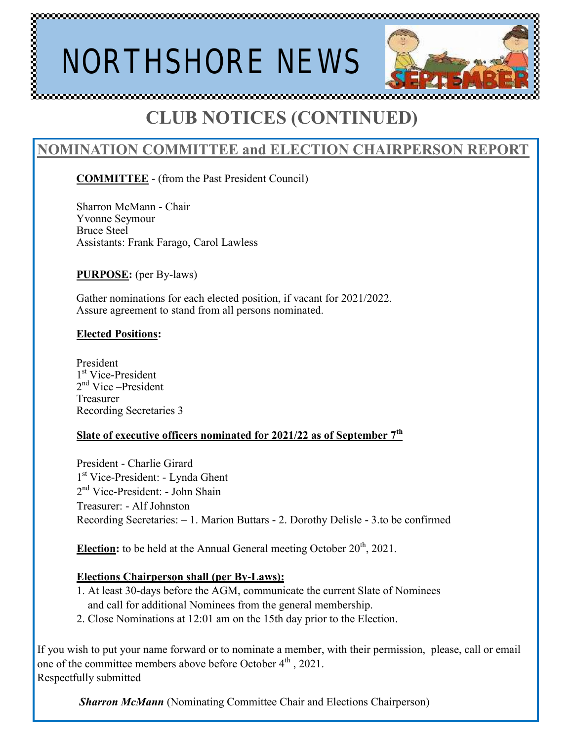# NORTHSHORE NEWS

## CLUB NOTICES (CONTINUED)

### NOMINATION COMMITTEE and ELECTION CHAIRPERSON REPORT

**COMMITTEE** - (from the Past President Council)

Sharron McMann - Chair
Yvonne Seymour
Bruce Steel
Assistants: Frank Farago, Carol Lawless

**PURPOSE:** (per By-laws)

Gather nominations for each elected position, if vacant for 2021/2022.
Assure agreement to stand from all persons nominated.

**Elected Positions:**

President
1st Vice-President
2nd Vice –President
Treasurer
Recording Secretaries 3

**Slate of executive officers nominated for 2021/22 as of September 7th**

President - Charlie Girard
1st Vice-President: - Lynda Ghent
2nd Vice-President: - John Shain
Treasurer: - Alf Johnston
Recording Secretaries: – 1. Marion Buttars - 2. Dorothy Delisle - 3.to be confirmed

**Election:** to be held at the Annual General meeting October 20th, 2021.

**Elections Chairperson shall (per By-Laws):**

1. At least 30-days before the AGM, communicate the current Slate of Nominees and call for additional Nominees from the general membership.
2. Close Nominations at 12:01 am on the 15th day prior to the Election.

If you wish to put your name forward or to nominate a member, with their permission, please, call or email one of the committee members above before October 4th , 2021.
Respectfully submitted

***Sharron McMann*** (Nominating Committee Chair and Elections Chairperson)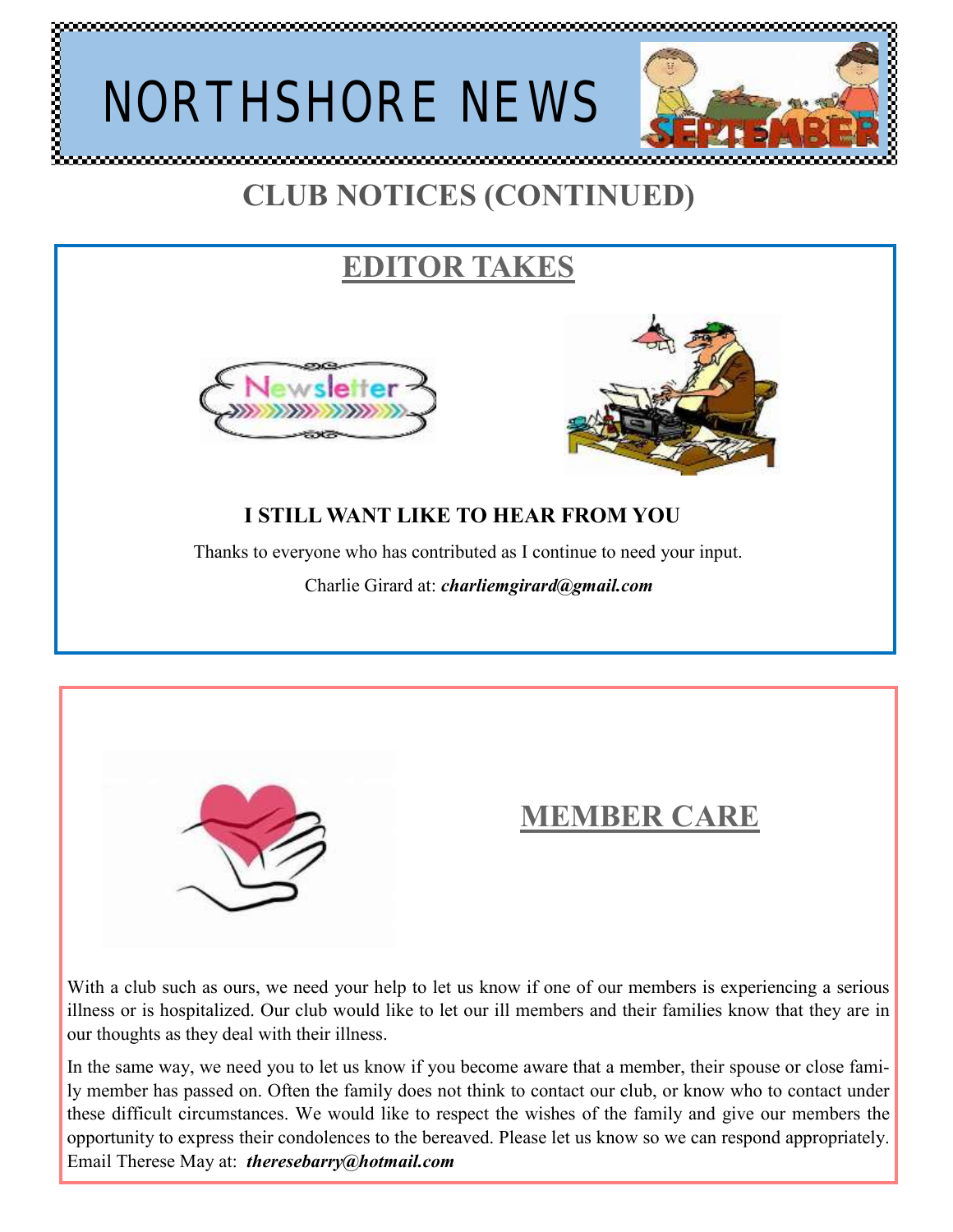# NORTHSHORE NEWS

## CLUB NOTICES (CONTINUED)

### EDITOR TAKES

**I STILL WANT LIKE TO HEAR FROM YOU**

Thanks to everyone who has contributed as I continue to need your input.

Charlie Girard at: ***charliemgirard@gmail.com***

### MEMBER CARE

With a club such as ours, we need your help to let us know if one of our members is experiencing a serious illness or is hospitalized. Our club would like to let our ill members and their families know that they are in our thoughts as they deal with their illness.

In the same way, we need you to let us know if you become aware that a member, their spouse or close family member has passed on. Often the family does not think to contact our club, or know who to contact under these difficult circumstances. We would like to respect the wishes of the family and give our members the opportunity to express their condolences to the bereaved. Please let us know so we can respond appropriately. Email Therese May at: ***theresebarry@hotmail.com***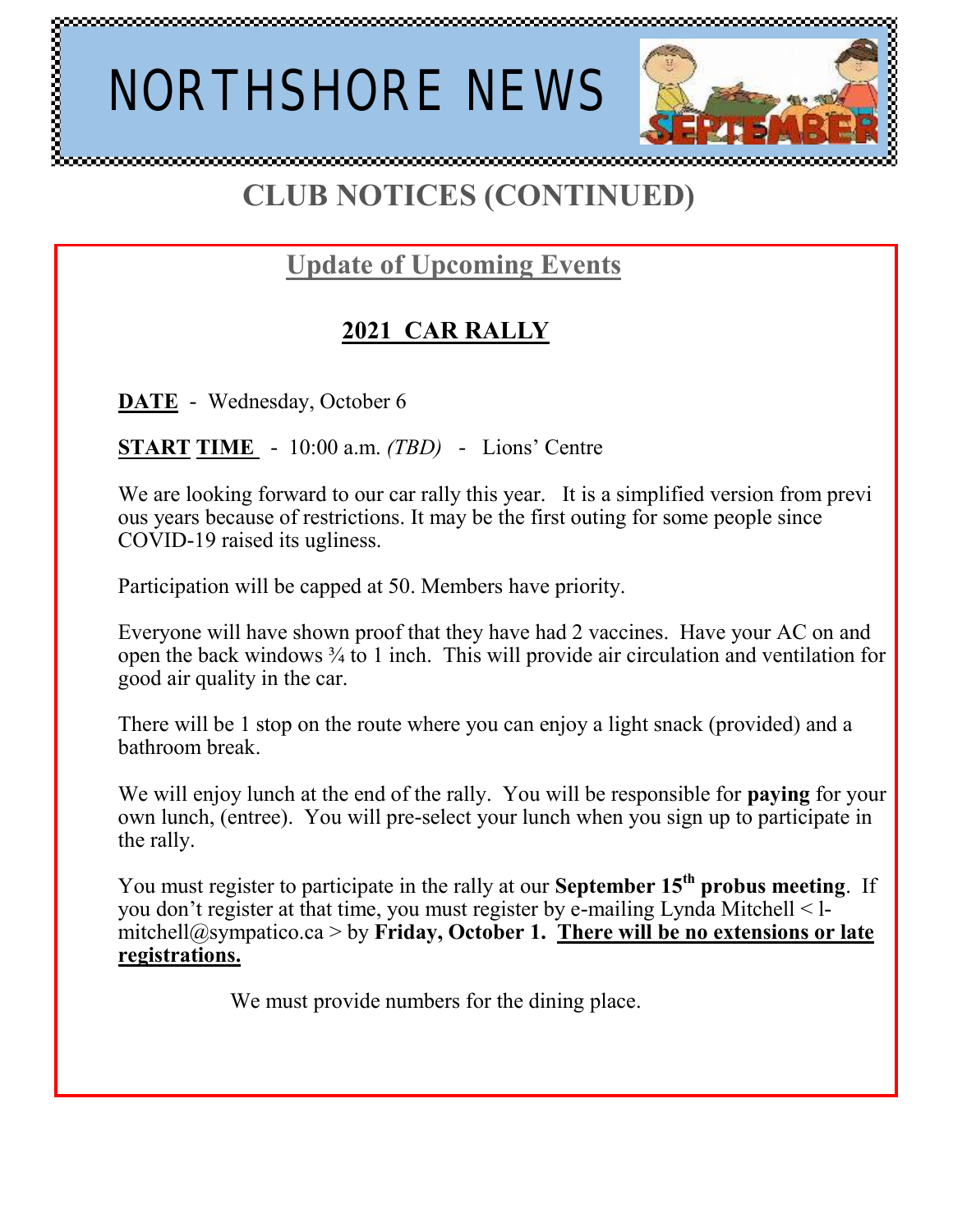# NORTHSHORE NEWS

## CLUB NOTICES (CONTINUED)

### Update of Upcoming Events

### 2021 CAR RALLY

**DATE** - Wednesday, October 6

**START TIME** - 10:00 a.m. *(TBD)* - Lions' Centre

We are looking forward to our car rally this year. It is a simplified version from previous years because of restrictions. It may be the first outing for some people since COVID-19 raised its ugliness.

Participation will be capped at 50. Members have priority.

Everyone will have shown proof that they have had 2 vaccines. Have your AC on and open the back windows ¾ to 1 inch. This will provide air circulation and ventilation for good air quality in the car.

There will be 1 stop on the route where you can enjoy a light snack (provided) and a bathroom break.

We will enjoy lunch at the end of the rally. You will be responsible for **paying** for your own lunch, (entree). You will pre-select your lunch when you sign up to participate in the rally.

You must register to participate in the rally at our **September 15th probus meeting**. If you don't register at that time, you must register by e-mailing Lynda Mitchell < l-mitchell@sympatico.ca > by **Friday, October 1.** **There will be no extensions or late registrations.**

We must provide numbers for the dining place.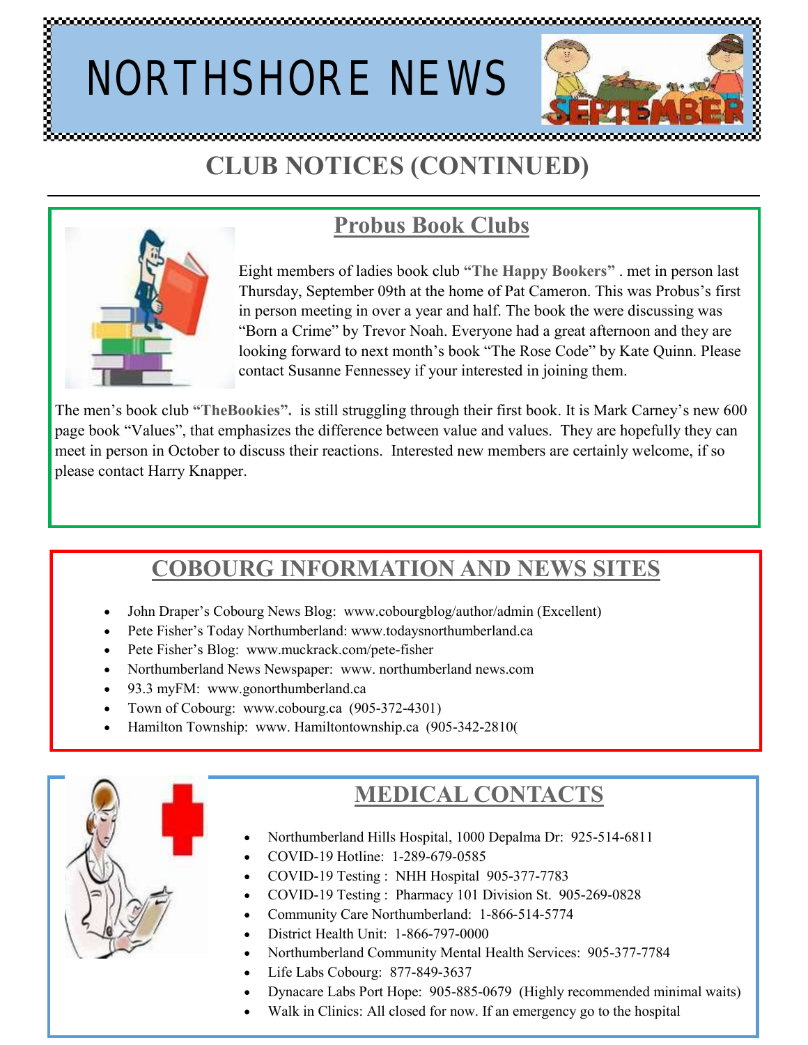# NORTHSHORE NEWS

## CLUB NOTICES (CONTINUED)

### Probus Book Clubs

Eight members of ladies book club **"The Happy Bookers"** . met in person last Thursday, September 09th at the home of Pat Cameron. This was Probus's first in person meeting in over a year and half. The book the were discussing was "Born a Crime" by Trevor Noah. Everyone had a great afternoon and they are looking forward to next month's book "The Rose Code" by Kate Quinn. Please contact Susanne Fennessey if your interested in joining them.

The men's book club **"TheBookies".** is still struggling through their first book. It is Mark Carney's new 600 page book "Values", that emphasizes the difference between value and values. They are hopefully they can meet in person in October to discuss their reactions. Interested new members are certainly welcome, if so please contact Harry Knapper.

### COBOURG INFORMATION AND NEWS SITES

- John Draper's Cobourg News Blog: www.cobourgblog/author/admin (Excellent)
- Pete Fisher's Today Northumberland: www.todaysnorthumberland.ca
- Pete Fisher's Blog: www.muckrack.com/pete-fisher
- Northumberland News Newspaper: www. northumberland news.com
- 93.3 myFM: www.gonorthumberland.ca
- Town of Cobourg: www.cobourg.ca (905-372-4301)
- Hamilton Township: www. Hamiltontownship.ca (905-342-2810(

### MEDICAL CONTACTS

- Northumberland Hills Hospital, 1000 Depalma Dr: 925-514-6811
- COVID-19 Hotline: 1-289-679-0585
- COVID-19 Testing : NHH Hospital 905-377-7783
- COVID-19 Testing : Pharmacy 101 Division St. 905-269-0828
- Community Care Northumberland: 1-866-514-5774
- District Health Unit: 1-866-797-0000
- Northumberland Community Mental Health Services: 905-377-7784
- Life Labs Cobourg: 877-849-3637
- Dynacare Labs Port Hope: 905-885-0679 (Highly recommended minimal waits)
- Walk in Clinics: All closed for now. If an emergency go to the hospital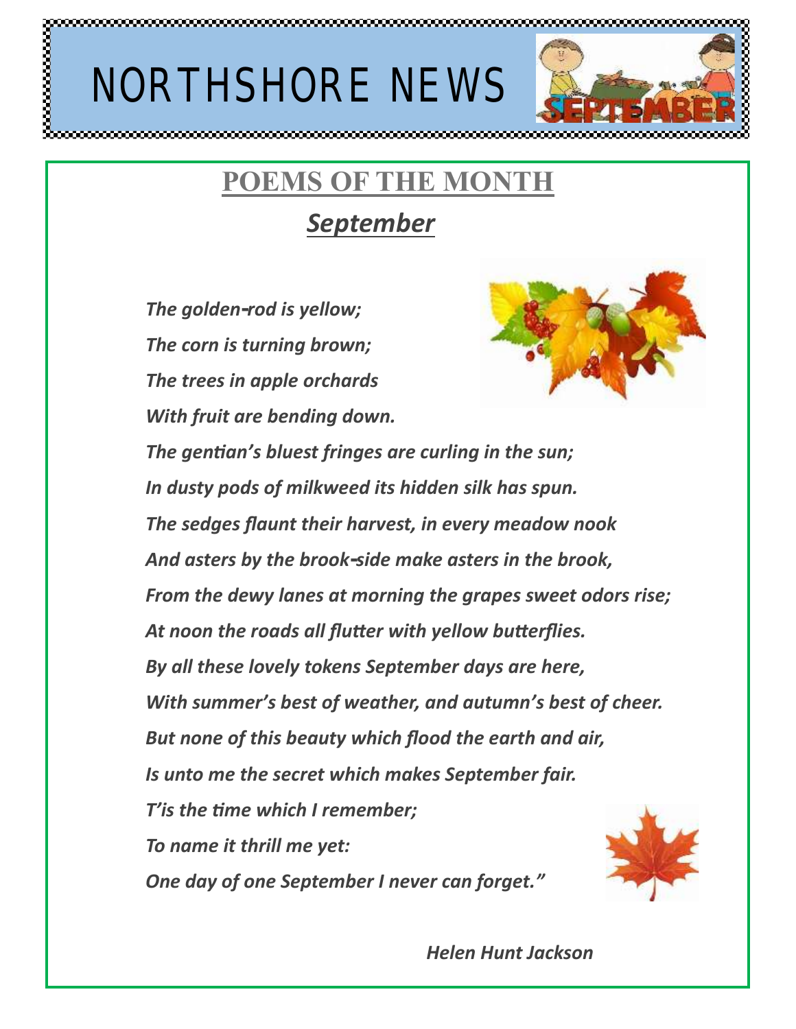# NORTHSHORE NEWS

## POEMS OF THE MONTH

### *September*

*The golden-rod is yellow;*
*The corn is turning brown;*
*The trees in apple orchards*
*With fruit are bending down.*
*The gentian's bluest fringes are curling in the sun;*
*In dusty pods of milkweed its hidden silk has spun.*
*The sedges flaunt their harvest, in every meadow nook*
*And asters by the brook-side make asters in the brook,*
*From the dewy lanes at morning the grapes sweet odors rise;*
*At noon the roads all flutter with yellow butterflies.*
*By all these lovely tokens September days are here,*
*With summer's best of weather, and autumn's best of cheer.*
*But none of this beauty which flood the earth and air,*
*Is unto me the secret which makes September fair.*
*T'is the time which I remember;*
*To name it thrill me yet:*
*One day of one September I never can forget."*

*Helen Hunt Jackson*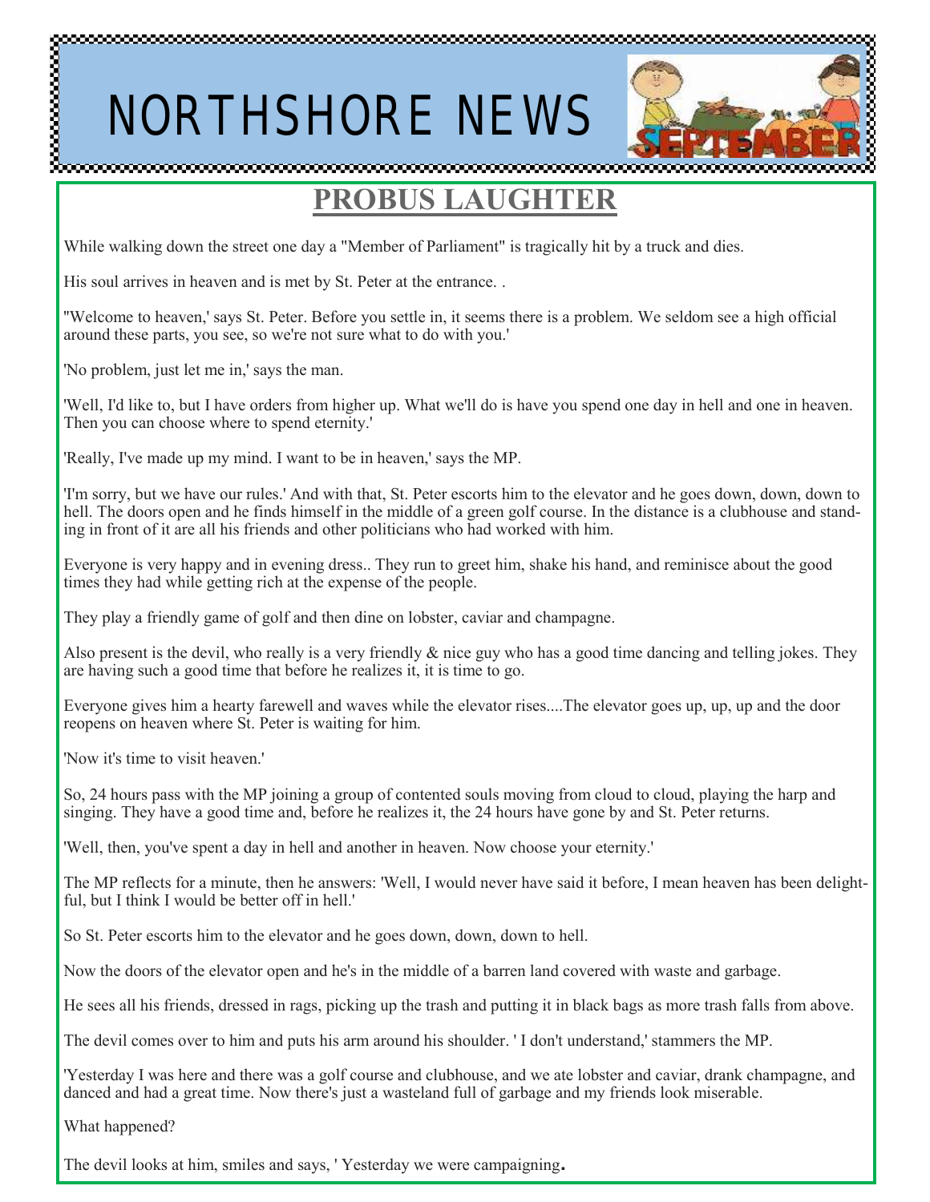# NORTHSHORE NEWS

## PROBUS LAUGHTER

While walking down the street one day a "Member of Parliament" is tragically hit by a truck and dies.

His soul arrives in heaven and is met by St. Peter at the entrance. .

''Welcome to heaven,' says St. Peter. Before you settle in, it seems there is a problem. We seldom see a high official around these parts, you see, so we're not sure what to do with you.'

'No problem, just let me in,' says the man.

'Well, I'd like to, but I have orders from higher up. What we'll do is have you spend one day in hell and one in heaven. Then you can choose where to spend eternity.'

'Really, I've made up my mind. I want to be in heaven,' says the MP.

'I'm sorry, but we have our rules.' And with that, St. Peter escorts him to the elevator and he goes down, down, down to hell. The doors open and he finds himself in the middle of a green golf course. In the distance is a clubhouse and standing in front of it are all his friends and other politicians who had worked with him.

Everyone is very happy and in evening dress.. They run to greet him, shake his hand, and reminisce about the good times they had while getting rich at the expense of the people.

They play a friendly game of golf and then dine on lobster, caviar and champagne.

Also present is the devil, who really is a very friendly & nice guy who has a good time dancing and telling jokes. They are having such a good time that before he realizes it, it is time to go.

Everyone gives him a hearty farewell and waves while the elevator rises....The elevator goes up, up, up and the door reopens on heaven where St. Peter is waiting for him.

'Now it's time to visit heaven.'

So, 24 hours pass with the MP joining a group of contented souls moving from cloud to cloud, playing the harp and singing. They have a good time and, before he realizes it, the 24 hours have gone by and St. Peter returns.

'Well, then, you've spent a day in hell and another in heaven. Now choose your eternity.'

The MP reflects for a minute, then he answers: 'Well, I would never have said it before, I mean heaven has been delightful, but I think I would be better off in hell.'

So St. Peter escorts him to the elevator and he goes down, down, down to hell.

Now the doors of the elevator open and he's in the middle of a barren land covered with waste and garbage.

He sees all his friends, dressed in rags, picking up the trash and putting it in black bags as more trash falls from above.

The devil comes over to him and puts his arm around his shoulder. ' I don't understand,' stammers the MP.

'Yesterday I was here and there was a golf course and clubhouse, and we ate lobster and caviar, drank champagne, and danced and had a great time. Now there's just a wasteland full of garbage and my friends look miserable.

What happened?

The devil looks at him, smiles and says, ' Yesterday we were campaigning**.**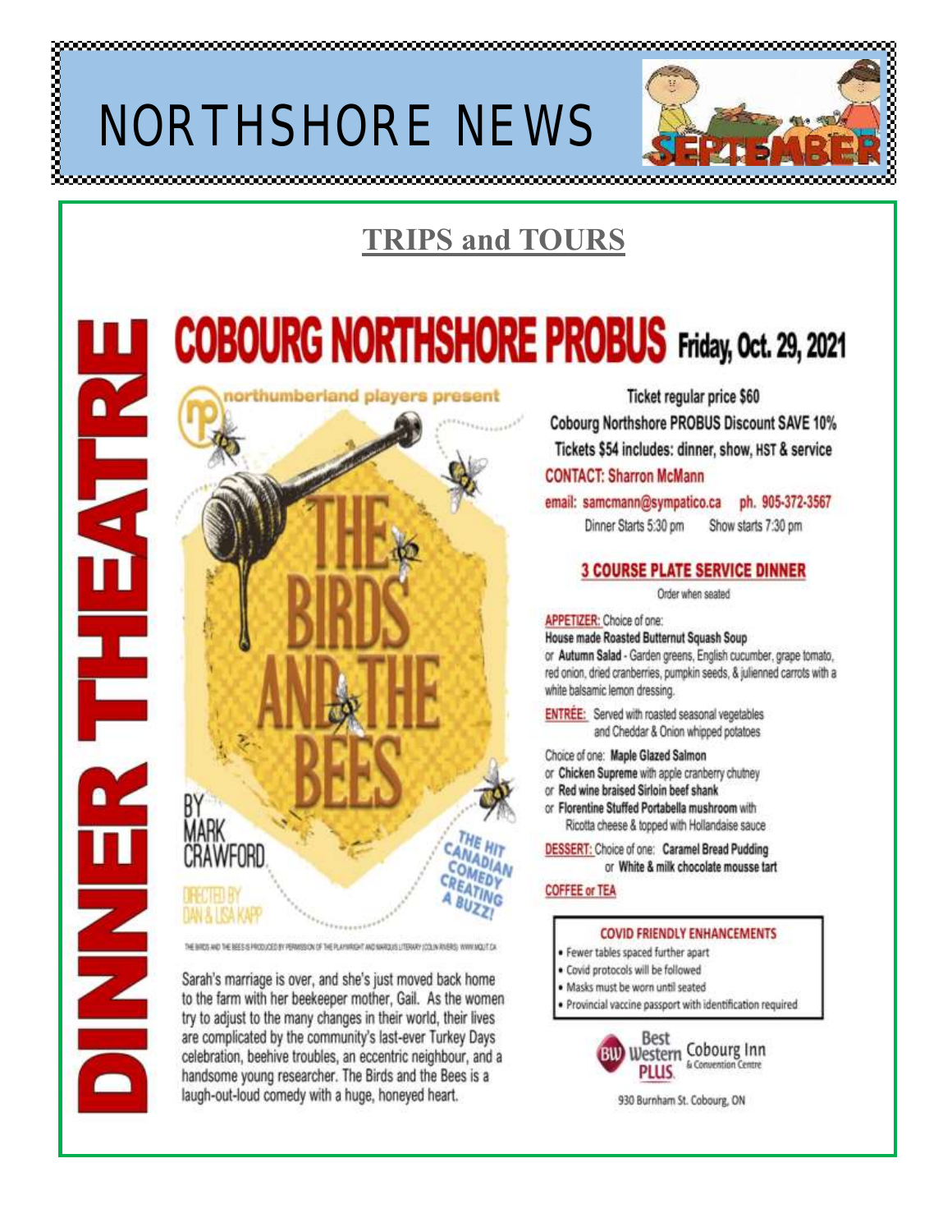# NORTHSHORE NEWS

SEPTEMBER

## TRIPS and TOURS

DINNER THEATRE

# COBOURG NORTHSHORE PROBUS Friday, Oct. 29, 2021

northumberland players present

**THE BIRDS AND THE BEES**

BY MARK CRAWFORD

DIRECTED BY DAN & LISA KAPP

THE HIT CANADIAN COMEDY CREATING A BUZZ!

THE BIRDS AND THE BEES IS PRODUCED BY PERMISSION OF THE PLAYWRIGHT AND MARQUIS LITERARY (COLIN RIVERS) WWW.MQLIT.CA

Sarah's marriage is over, and she's just moved back home to the farm with her beekeeper mother, Gail. As the women try to adjust to the many changes in their world, their lives are complicated by the community's last-ever Turkey Days celebration, beehive troubles, an eccentric neighbour, and a handsome young researcher. The Birds and the Bees is a laugh-out-loud comedy with a huge, honeyed heart.

Ticket regular price $60

Cobourg Northshore PROBUS Discount SAVE 10%

Tickets $54 includes: dinner, show, HST & service

CONTACT: Sharron McMann

email: samcmann@sympatico.ca ph. 905-372-3567

Dinner Starts 5:30 pm Show starts 7:30 pm

### 3 COURSE PLATE SERVICE DINNER

Order when seated

APPETIZER: Choice of one:

**House made Roasted Butternut Squash Soup**

or **Autumn Salad** - Garden greens, English cucumber, grape tomato, red onion, dried cranberries, pumpkin seeds, & julienned carrots with a white balsamic lemon dressing.

ENTRÉE: Served with roasted seasonal vegetables and Cheddar & Onion whipped potatoes

Choice of one: **Maple Glazed Salmon**

or **Chicken Supreme** with apple cranberry chutney

or **Red wine braised Sirloin beef shank**

or **Florentine Stuffed Portabella mushroom** with Ricotta cheese & topped with Hollandaise sauce

DESSERT: Choice of one: **Caramel Bread Pudding**

or **White & milk chocolate mousse tart**

COFFEE or TEA

**COVID FRIENDLY ENHANCEMENTS**

- Fewer tables spaced further apart
- Covid protocols will be followed
- Masks must be worn until seated
- Provincial vaccine passport with identification required

Best Western PLUS Cobourg Inn & Convention Centre

930 Burnham St. Cobourg, ON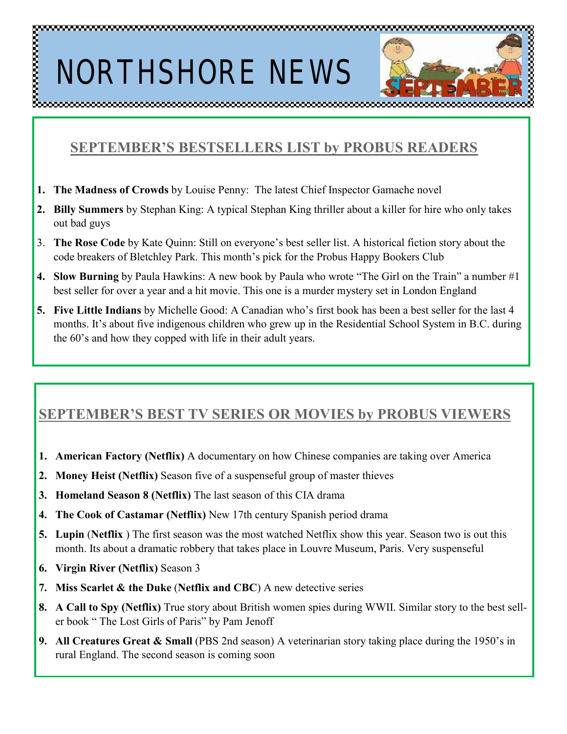# NORTHSHORE NEWS

## SEPTEMBER'S BESTSELLERS LIST by PROBUS READERS

1. **The Madness of Crowds** by Louise Penny: The latest Chief Inspector Gamache novel
2. **Billy Summers** by Stephan King: A typical Stephan King thriller about a killer for hire who only takes out bad guys
3. **The Rose Code** by Kate Quinn: Still on everyone's best seller list. A historical fiction story about the code breakers of Bletchley Park. This month's pick for the Probus Happy Bookers Club
4. **Slow Burning** by Paula Hawkins: A new book by Paula who wrote "The Girl on the Train" a number #1 best seller for over a year and a hit movie. This one is a murder mystery set in London England
5. **Five Little Indians** by Michelle Good: A Canadian who's first book has been a best seller for the last 4 months. It's about five indigenous children who grew up in the Residential School System in B.C. during the 60's and how they copped with life in their adult years.

## SEPTEMBER'S BEST TV SERIES OR MOVIES by PROBUS VIEWERS

1. **American Factory (Netflix)** A documentary on how Chinese companies are taking over America
2. **Money Heist (Netflix)** Season five of a suspenseful group of master thieves
3. **Homeland Season 8 (Netflix)** The last season of this CIA drama
4. **The Cook of Castamar (Netflix)** New 17th century Spanish period drama
5. **Lupin** (**Netflix** ) The first season was the most watched Netflix show this year. Season two is out this month. Its about a dramatic robbery that takes place in Louvre Museum, Paris. Very suspenseful
6. **Virgin River (Netflix)** Season 3
7. **Miss Scarlet & the Duke** (**Netflix and CBC**) A new detective series
8. **A Call to Spy (Netflix)** True story about British women spies during WWII. Similar story to the best seller book " The Lost Girls of Paris" by Pam Jenoff
9. **All Creatures Great & Small** (PBS 2nd season) A veterinarian story taking place during the 1950's in rural England. The second season is coming soon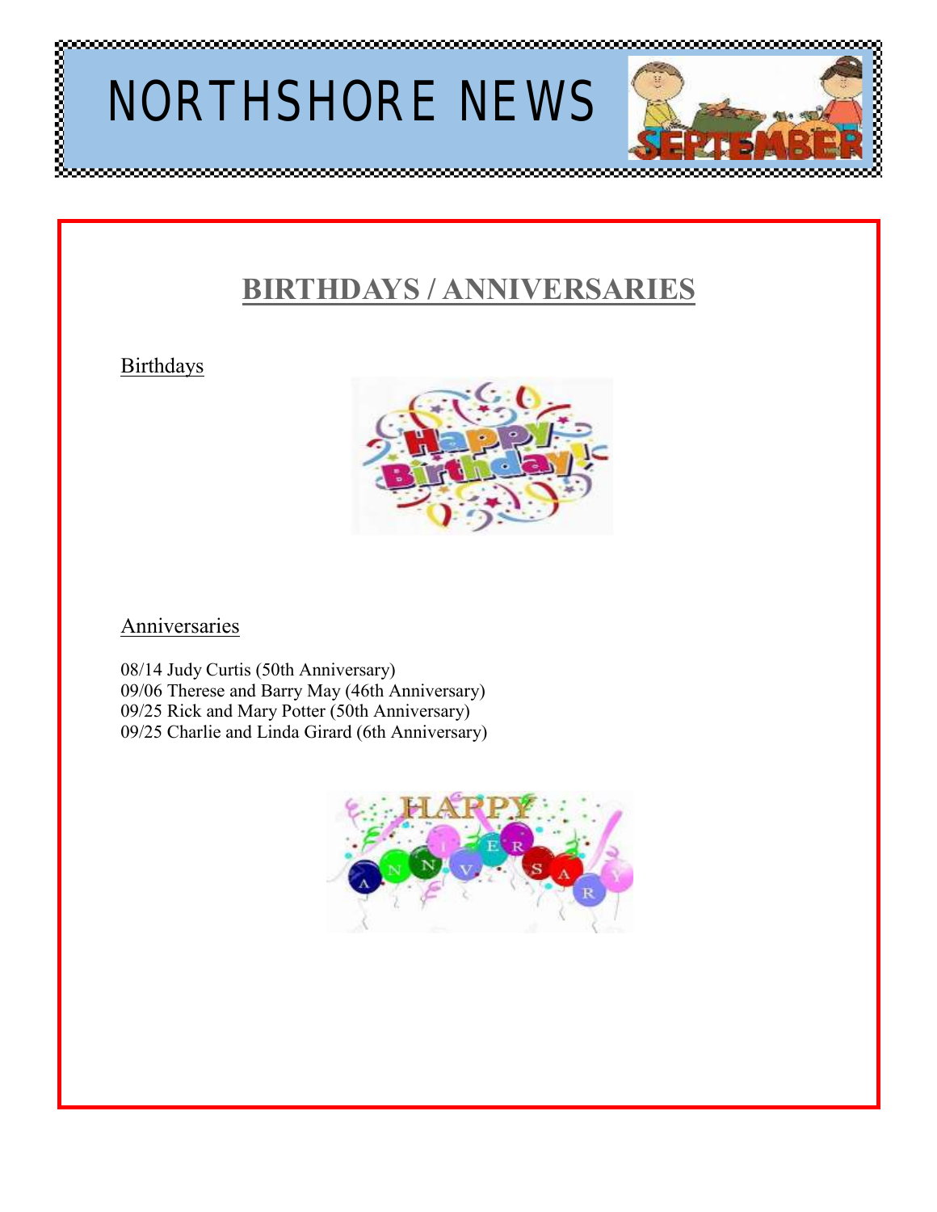# NORTHSHORE NEWS

## BIRTHDAYS / ANNIVERSARIES

Birthdays

Anniversaries

08/14 Judy Curtis (50th Anniversary)
09/06 Therese and Barry May (46th Anniversary)
09/25 Rick and Mary Potter (50th Anniversary)
09/25 Charlie and Linda Girard (6th Anniversary)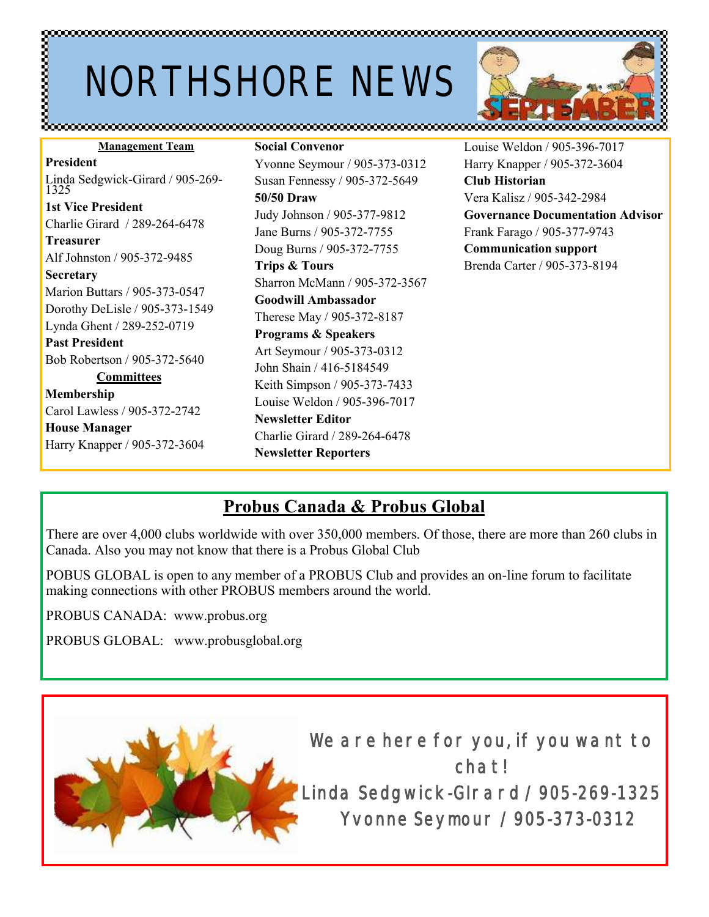# NORTHSHORE NEWS

SEPTEMBER

**Management Team**

**President**
Linda Sedgwick-Girard / 905-269-1325

**1st Vice President**
Charlie Girard / 289-264-6478

**Treasurer**
Alf Johnston / 905-372-9485

**Secretary**
Marion Buttars / 905-373-0547
Dorothy DeLisle / 905-373-1549
Lynda Ghent / 289-252-0719

**Past President**
Bob Robertson / 905-372-5640

**Committees**

**Membership**
Carol Lawless / 905-372-2742

**House Manager**
Harry Knapper / 905-372-3604

**Social Convenor**
Yvonne Seymour / 905-373-0312
Susan Fennessy / 905-372-5649

**50/50 Draw**
Judy Johnson / 905-377-9812
Jane Burns / 905-372-7755
Doug Burns / 905-372-7755

**Trips & Tours**
Sharron McMann / 905-372-3567

**Goodwill Ambassador**
Therese May / 905-372-8187

**Programs & Speakers**
Art Seymour / 905-373-0312
John Shain / 416-5184549
Keith Simpson / 905-373-7433
Louise Weldon / 905-396-7017

**Newsletter Editor**
Charlie Girard / 289-264-6478

**Newsletter Reporters**
Louise Weldon / 905-396-7017
Harry Knapper / 905-372-3604

**Club Historian**
Vera Kalisz / 905-342-2984

**Governance Documentation Advisor**
Frank Farago / 905-377-9743

**Communication support**
Brenda Carter / 905-373-8194

## Probus Canada & Probus Global

There are over 4,000 clubs worldwide with over 350,000 members. Of those, there are more than 260 clubs in Canada. Also you may not know that there is a Probus Global Club

POBUS GLOBAL is open to any member of a PROBUS Club and provides an on-line forum to facilitate making connections with other PROBUS members around the world.

PROBUS CANADA: www.probus.org

PROBUS GLOBAL: www.probusglobal.org

We are here for you, if you want to chat!
Linda Sedgwick-GIrard / 905-269-1325
Yvonne Seymour / 905-373-0312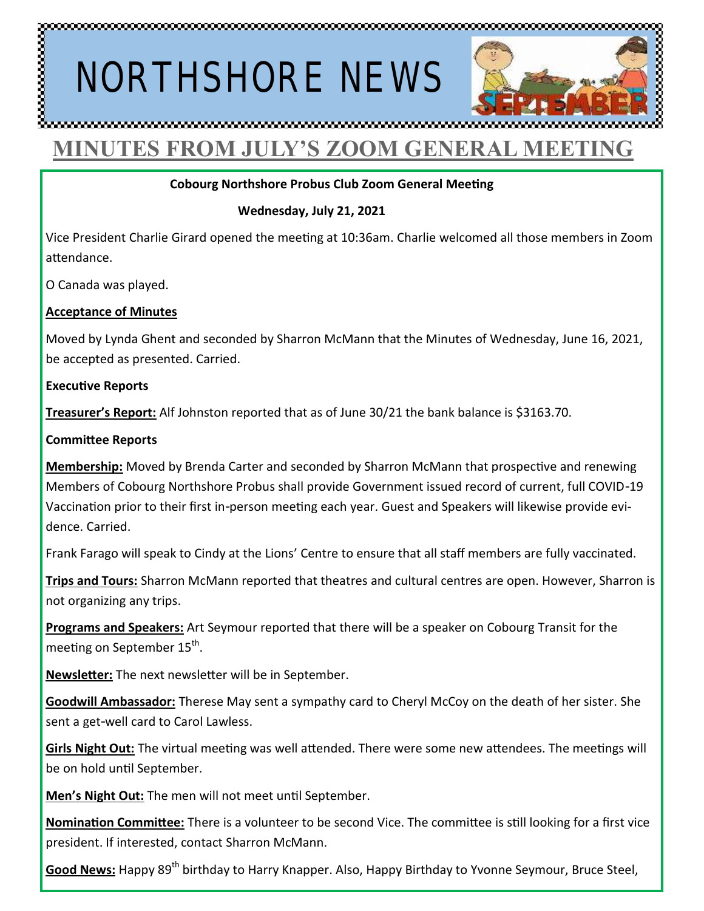# NORTHSHORE NEWS

## MINUTES FROM JULY'S ZOOM GENERAL MEETING

**Cobourg Northshore Probus Club Zoom General Meeting**

**Wednesday, July 21, 2021**

Vice President Charlie Girard opened the meeting at 10:36am. Charlie welcomed all those members in Zoom attendance.

O Canada was played.

**Acceptance of Minutes**

Moved by Lynda Ghent and seconded by Sharron McMann that the Minutes of Wednesday, June 16, 2021, be accepted as presented. Carried.

**Executive Reports**

**Treasurer's Report:** Alf Johnston reported that as of June 30/21 the bank balance is $3163.70.

**Committee Reports**

**Membership:** Moved by Brenda Carter and seconded by Sharron McMann that prospective and renewing Members of Cobourg Northshore Probus shall provide Government issued record of current, full COVID-19 Vaccination prior to their first in-person meeting each year. Guest and Speakers will likewise provide evidence. Carried.

Frank Farago will speak to Cindy at the Lions' Centre to ensure that all staff members are fully vaccinated.

**Trips and Tours:** Sharron McMann reported that theatres and cultural centres are open. However, Sharron is not organizing any trips.

**Programs and Speakers:** Art Seymour reported that there will be a speaker on Cobourg Transit for the meeting on September 15th.

**Newsletter:** The next newsletter will be in September.

**Goodwill Ambassador:** Therese May sent a sympathy card to Cheryl McCoy on the death of her sister. She sent a get-well card to Carol Lawless.

**Girls Night Out:** The virtual meeting was well attended. There were some new attendees. The meetings will be on hold until September.

**Men's Night Out:** The men will not meet until September.

**Nomination Committee:** There is a volunteer to be second Vice. The committee is still looking for a first vice president. If interested, contact Sharron McMann.

**Good News:** Happy 89th birthday to Harry Knapper. Also, Happy Birthday to Yvonne Seymour, Bruce Steel,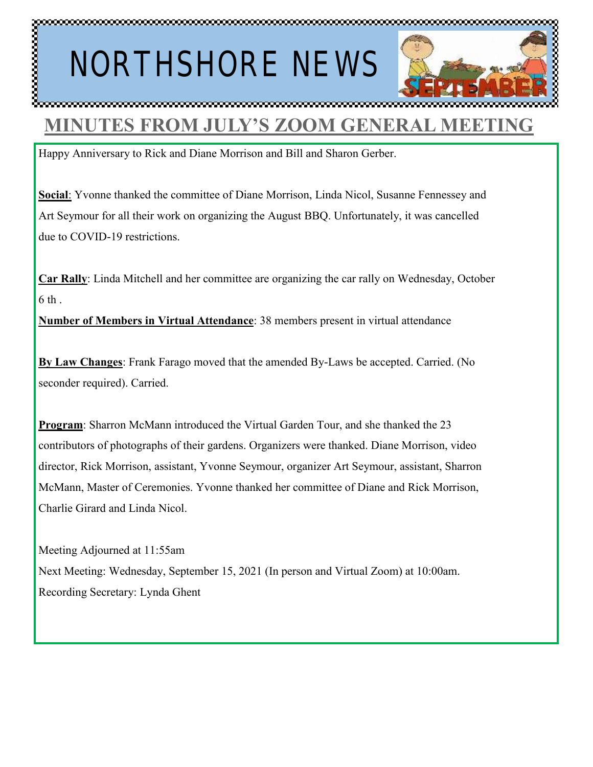# NORTHSHORE NEWS

## MINUTES FROM JULY'S ZOOM GENERAL MEETING

Happy Anniversary to Rick and Diane Morrison and Bill and Sharon Gerber.

**Social**: Yvonne thanked the committee of Diane Morrison, Linda Nicol, Susanne Fennessey and Art Seymour for all their work on organizing the August BBQ. Unfortunately, it was cancelled due to COVID-19 restrictions.

**Car Rally**: Linda Mitchell and her committee are organizing the car rally on Wednesday, October 6 th .

**Number of Members in Virtual Attendance**: 38 members present in virtual attendance

**By Law Changes**: Frank Farago moved that the amended By-Laws be accepted. Carried. (No seconder required). Carried.

**Program**: Sharron McMann introduced the Virtual Garden Tour, and she thanked the 23 contributors of photographs of their gardens. Organizers were thanked. Diane Morrison, video director, Rick Morrison, assistant, Yvonne Seymour, organizer Art Seymour, assistant, Sharron McMann, Master of Ceremonies. Yvonne thanked her committee of Diane and Rick Morrison, Charlie Girard and Linda Nicol.

Meeting Adjourned at 11:55am
Next Meeting: Wednesday, September 15, 2021 (In person and Virtual Zoom) at 10:00am.
Recording Secretary: Lynda Ghent